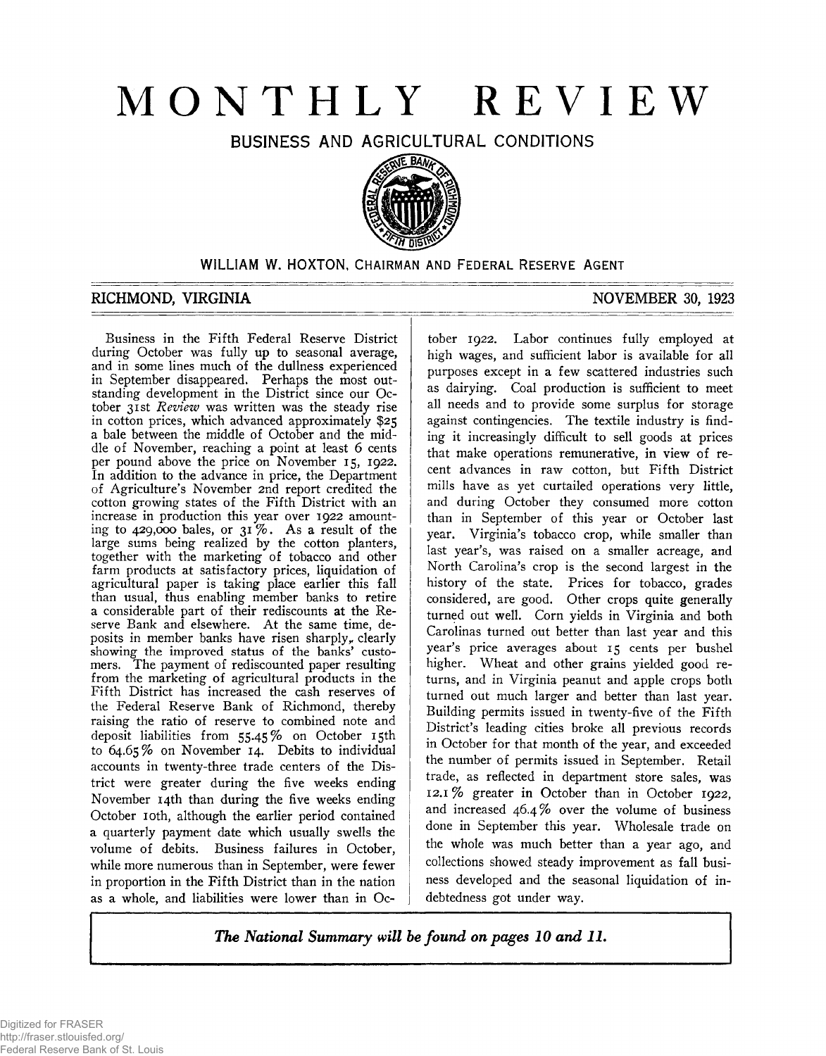# MONTHLY REVIEW

## BUSINESS AND AGRICULTURAL CONDITIONS

WILLIAM W. HOXTON, CHAIRMAN AND FEDERAL RESERVE AGENT

RICHMOND, VIRGINIA NOVEMBER 30, 1923

Business in the Fifth Federal Reserve District during October was fully up to seasonal average, and in some lines much of the dullness experienced in September disappeared. Perhaps the most outstanding development in the District since our October 31st *Review* was written was the steady rise in cotton prices, which advanced approximately $25 a bale between the middle of October and the middle of November, reaching a point at least 6 cents per pound above the price on November 15, 1922. In addition to the advance in price, the Department of Agriculture's November 2nd report credited the cotton growing states of the Fifth District with an increase in production this year over 1922 amounting to 429,000 bales, or 31%. As a result of the large sums being realized by the cotton planters, together with the marketing of tobacco and other farm products at satisfactory prices, liquidation of agricultural paper is taking place earlier this fall than usual, thus enabling member banks to retire a considerable part of their rediscounts at the Reserve Bank and elsewhere. At the same time, deposits in member banks have risen sharply, clearly showing the improved status of the banks' customers. The payment of rediscounted paper resulting from the marketing of agricultural products in the Fifth District has increased the cash reserves of the Federal Reserve Bank of Richmond, thereby raising the ratio of reserve to combined note and deposit liabilities from 55.45% on October 15th to 64.65% on November 14. Debits to individual accounts in twenty-three trade centers of the District were greater during the five weeks ending November 14th than during the five weeks ending October 10th, although the earlier period contained a quarterly payment date which usually swells the volume of debits. Business failures in October, while more numerous than in September, were fewer in proportion in the Fifth District than in the nation as a whole, and liabilities were lower than in October 1922. Labor continues fully employed at high wages, and sufficient labor is available for all purposes except in a few scattered industries such as dairying. Coal production is sufficient to meet all needs and to provide some surplus for storage against contingencies. The textile industry is finding it increasingly difficult to sell goods at prices that make operations remunerative, in view of recent advances in raw cotton, but Fifth District mills have as yet curtailed operations very little, and during October they consumed more cotton than in September of this year or October last year. Virginia's tobacco crop, while smaller than last year's, was raised on a smaller acreage, and North Carolina's crop is the second largest in the history of the state. Prices for tobacco, grades considered, are good. Other crops quite generally turned out well. Corn yields in Virginia and both Carolinas turned out better than last year and this year's price averages about 15 cents per bushel higher. Wheat and other grains yielded good returns, and in Virginia peanut and apple crops both turned out much larger and better than last year. Building permits issued in twenty-five of the Fifth District's leading cities broke all previous records in October for that month of the year, and exceeded the number of permits issued in September. Retail trade, as reflected in department store sales, was 12.1% greater in October than in October 1922, and increased 46.4% over the volume of business done in September this year. Wholesale trade on the whole was much better than a year ago, and collections showed steady improvement as fall business developed and the seasonal liquidation of indebtedness got under way.

***The National Summary will be found on pages 10 and 11.***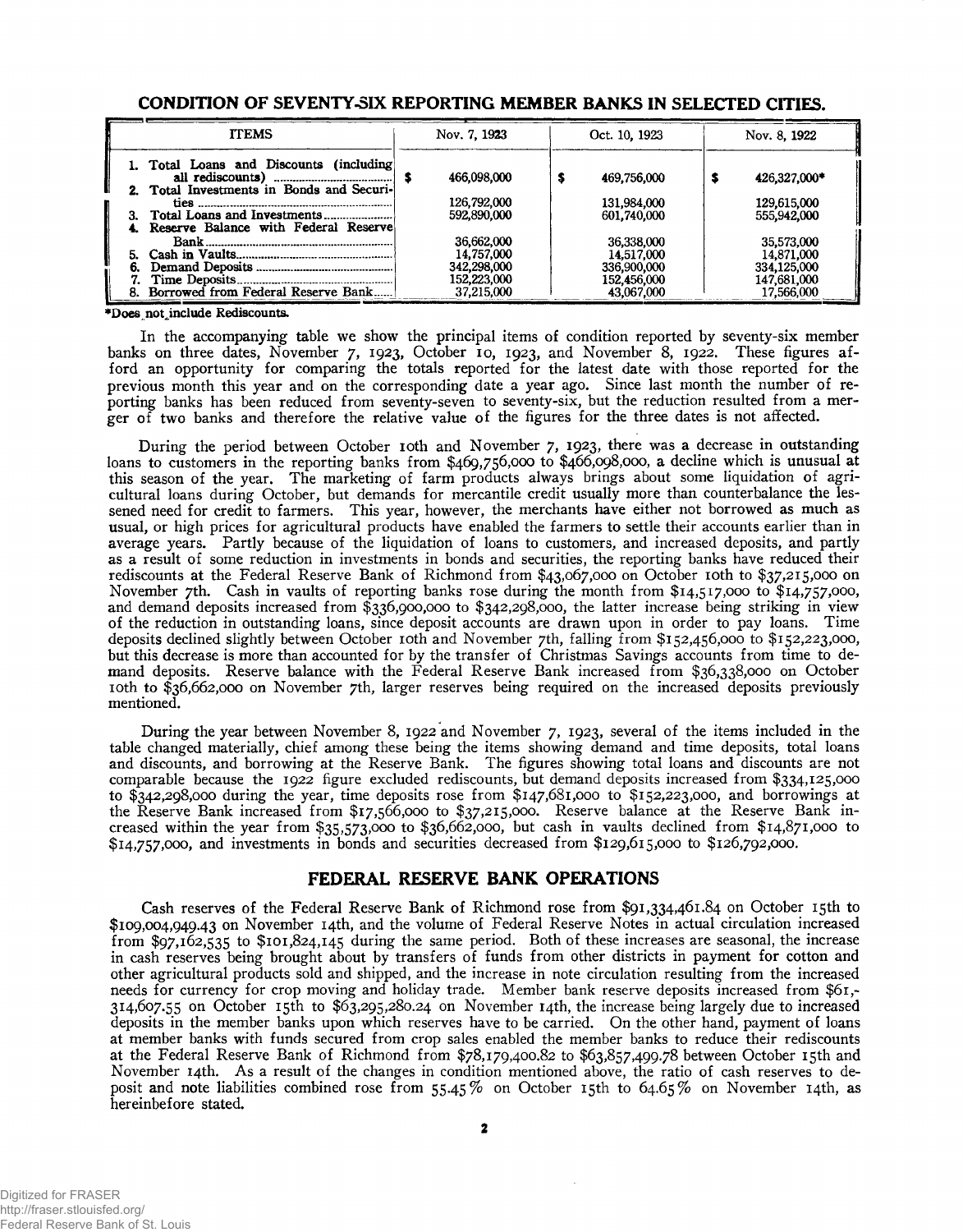## CONDITION OF SEVENTY-SIX REPORTING MEMBER BANKS IN SELECTED CITIES.

| ITEMS | Nov. 7, 1923 | Oct. 10, 1923 | Nov. 8, 1922 |
|---|---|---|---|
| 1. Total Loans and Discounts (including all rediscounts) | $ 466,098,000 | $ 469,756,000 | $ 426,327,000* |
| 2. Total Investments in Bonds and Securities | 126,792,000 | 131,984,000 | 129,615,000 |
| 3. Total Loans and Investments | 592,890,000 | 601,740,000 | 555,942,000 |
| 4. Reserve Balance with Federal Reserve Bank | 36,662,000 | 36,338,000 | 35,573,000 |
| 5. Cash in Vaults | 14,757,000 | 14,517,000 | 14,871,000 |
| 6. Demand Deposits | 342,298,000 | 336,900,000 | 334,125,000 |
| 7. Time Deposits | 152,223,000 | 152,456,000 | 147,681,000 |
| 8. Borrowed from Federal Reserve Bank | 37,215,000 | 43,067,000 | 17,566,000 |

*Does not include Rediscounts.

In the accompanying table we show the principal items of condition reported by seventy-six member banks on three dates, November 7, 1923, October 10, 1923, and November 8, 1922. These figures afford an opportunity for comparing the totals reported for the latest date with those reported for the previous month this year and on the corresponding date a year ago. Since last month the number of reporting banks has been reduced from seventy-seven to seventy-six, but the reduction resulted from a merger of two banks and therefore the relative value of the figures for the three dates is not affected.

During the period between October 10th and November 7, 1923, there was a decrease in outstanding loans to customers in the reporting banks from $469,756,000 to $466,098,000, a decline which is unusual at this season of the year. The marketing of farm products always brings about some liquidation of agricultural loans during October, but demands for mercantile credit usually more than counterbalance the lessened need for credit to farmers. This year, however, the merchants have either not borrowed as much as usual, or high prices for agricultural products have enabled the farmers to settle their accounts earlier than in average years. Partly because of the liquidation of loans to customers, and increased deposits, and partly as a result of some reduction in investments in bonds and securities, the reporting banks have reduced their rediscounts at the Federal Reserve Bank of Richmond from $43,067,000 on October 10th to $37,215,000 on November 7th. Cash in vaults of reporting banks rose during the month from $14,517,000 to $14,757,000, and demand deposits increased from $336,900,000 to $342,298,000, the latter increase being striking in view of the reduction in outstanding loans, since deposit accounts are drawn upon in order to pay loans. Time deposits declined slightly between October 10th and November 7th, falling from $152,456,000 to $152,223,000, but this decrease is more than accounted for by the transfer of Christmas Savings accounts from time to demand deposits. Reserve balance with the Federal Reserve Bank increased from $36,338,000 on October 10th to $36,662,000 on November 7th, larger reserves being required on the increased deposits previously mentioned.

During the year between November 8, 1922 and November 7, 1923, several of the items included in the table changed materially, chief among these being the items showing demand and time deposits, total loans and discounts, and borrowing at the Reserve Bank. The figures showing total loans and discounts are not comparable because the 1922 figure excluded rediscounts, but demand deposits increased from $334,125,000 to $342,298,000 during the year, time deposits rose from $147,681,000 to $152,223,000, and borrowings at the Reserve Bank increased from $17,566,000 to $37,215,000. Reserve balance at the Reserve Bank increased within the year from $35,573,000 to $36,662,000, but cash in vaults declined from $14,871,000 to $14,757,000, and investments in bonds and securities decreased from $129,615,000 to $126,792,000.

## FEDERAL RESERVE BANK OPERATIONS

Cash reserves of the Federal Reserve Bank of Richmond rose from $91,334,461.84 on October 15th to $109,004,949.43 on November 14th, and the volume of Federal Reserve Notes in actual circulation increased from $97,162,535 to $101,824,145 during the same period. Both of these increases are seasonal, the increase in cash reserves being brought about by transfers of funds from other districts in payment for cotton and other agricultural products sold and shipped, and the increase in note circulation resulting from the increased needs for currency for crop moving and holiday trade. Member bank reserve deposits increased from $61,314,607.55 on October 15th to $63,295,280.24 on November 14th, the increase being largely due to increased deposits in the member banks upon which reserves have to be carried. On the other hand, payment of loans at member banks with funds secured from crop sales enabled the member banks to reduce their rediscounts at the Federal Reserve Bank of Richmond from $78,179,400.82 to $63,857,499.78 between October 15th and November 14th. As a result of the changes in condition mentioned above, the ratio of cash reserves to deposit and note liabilities combined rose from 55.45% on October 15th to 64.65% on November 14th, as hereinbefore stated.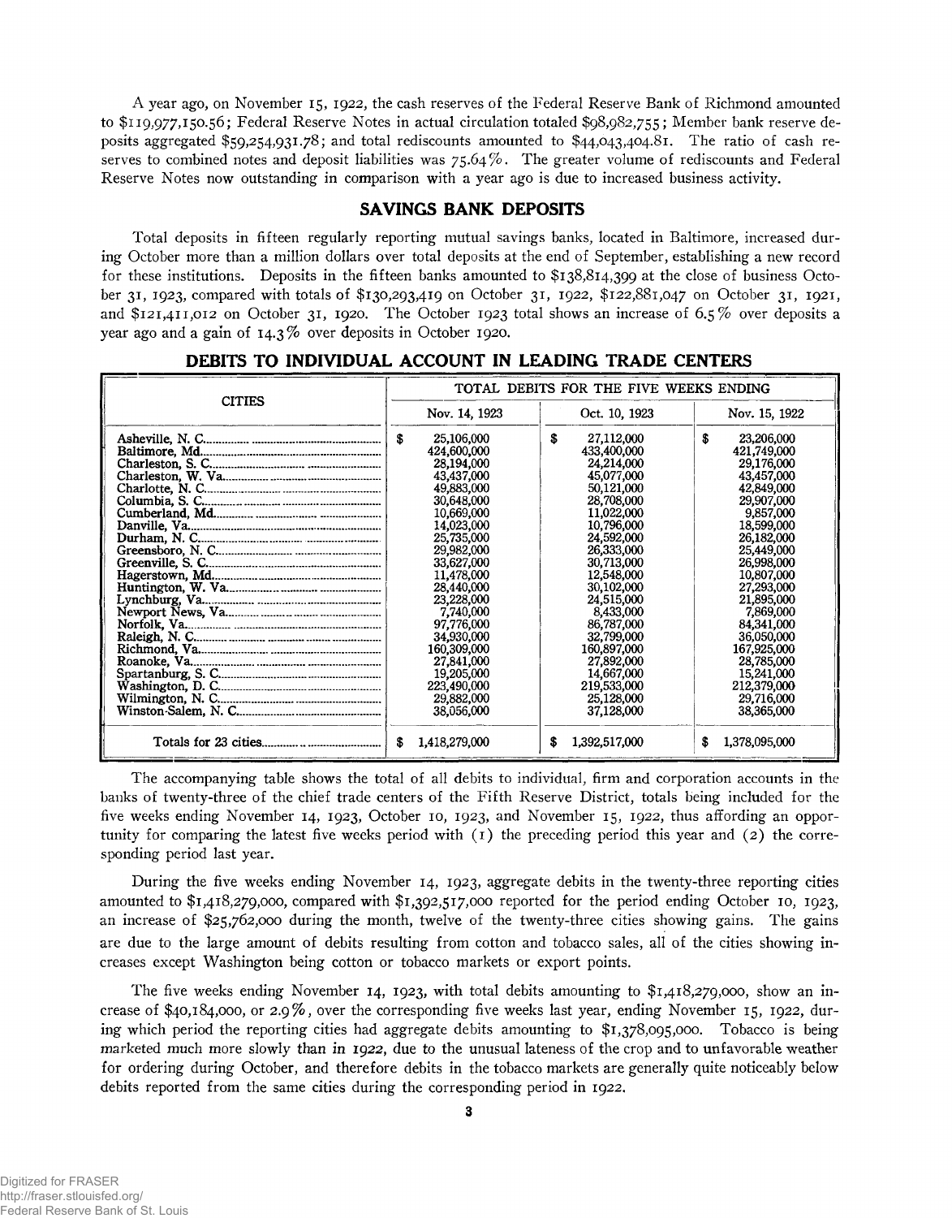A year ago, on November 15, 1922, the cash reserves of the Federal Reserve Bank of Richmond amounted to $119,977,150.56; Federal Reserve Notes in actual circulation totaled $98,982,755; Member bank reserve deposits aggregated $59,254,931.78; and total rediscounts amounted to $44,043,404.81. The ratio of cash reserves to combined notes and deposit liabilities was 75.64%. The greater volume of rediscounts and Federal Reserve Notes now outstanding in comparison with a year ago is due to increased business activity.

## SAVINGS BANK DEPOSITS

Total deposits in fifteen regularly reporting mutual savings banks, located in Baltimore, increased during October more than a million dollars over total deposits at the end of September, establishing a new record for these institutions. Deposits in the fifteen banks amounted to $138,814,399 at the close of business October 31, 1923, compared with totals of $130,293,419 on October 31, 1922, $122,881,047 on October 31, 1921, and $121,411,012 on October 31, 1920. The October 1923 total shows an increase of 6.5% over deposits a year ago and a gain of 14.3% over deposits in October 1920.

## DEBITS TO INDIVIDUAL ACCOUNT IN LEADING TRADE CENTERS

| CITIES | TOTAL DEBITS FOR THE FIVE WEEKS ENDING | | |
|---|---|---|---|
| | Nov. 14, 1923 | Oct. 10, 1923 | Nov. 15, 1922 |
| Asheville, N. C. | $ 25,106,000 | $ 27,112,000 | $ 23,206,000 |
| Baltimore, Md. | 424,600,000 | 433,400,000 | 421,749,000 |
| Charleston, S. C. | 28,194,000 | 24,214,000 | 29,176,000 |
| Charleston, W. Va. | 43,437,000 | 45,077,000 | 43,457,000 |
| Charlotte, N. C. | 49,883,000 | 50,121,000 | 42,849,000 |
| Columbia, S. C. | 30,648,000 | 28,708,000 | 29,907,000 |
| Cumberland, Md. | 10,669,000 | 11,022,000 | 9,857,000 |
| Danville, Va. | 14,023,000 | 10,796,000 | 18,599,000 |
| Durham, N. C. | 25,735,000 | 24,592,000 | 26,182,000 |
| Greensboro, N. C. | 29,982,000 | 26,333,000 | 25,449,000 |
| Greenville, S. C. | 33,627,000 | 30,713,000 | 26,998,000 |
| Hagerstown, Md. | 11,478,000 | 12,548,000 | 10,807,000 |
| Huntington, W. Va. | 28,440,000 | 30,102,000 | 27,293,000 |
| Lynchburg, Va. | 23,228,000 | 24,515,000 | 21,895,000 |
| Newport News, Va. | 7,740,000 | 8,433,000 | 7,869,000 |
| Norfolk, Va. | 97,776,000 | 86,787,000 | 84,341,000 |
| Raleigh, N. C. | 34,930,000 | 32,799,000 | 36,050,000 |
| Richmond, Va. | 160,309,000 | 160,897,000 | 167,925,000 |
| Roanoke, Va. | 27,841,000 | 27,892,000 | 28,785,000 |
| Spartanburg, S. C. | 19,205,000 | 14,667,000 | 15,241,000 |
| Washington, D. C. | 223,490,000 | 219,533,000 | 212,379,000 |
| Wilmington, N. C. | 29,882,000 | 25,128,000 | 29,716,000 |
| Winston-Salem, N. C. | 38,056,000 | 37,128,000 | 38,365,000 |
| Totals for 23 cities | $ 1,418,279,000 | $ 1,392,517,000 | $ 1,378,095,000 |

The accompanying table shows the total of all debits to individual, firm and corporation accounts in the banks of twenty-three of the chief trade centers of the Fifth Reserve District, totals being included for the five weeks ending November 14, 1923, October 10, 1923, and November 15, 1922, thus affording an opportunity for comparing the latest five weeks period with (1) the preceding period this year and (2) the corresponding period last year.

During the five weeks ending November 14, 1923, aggregate debits in the twenty-three reporting cities amounted to $1,418,279,000, compared with $1,392,517,000 reported for the period ending October 10, 1923, an increase of $25,762,000 during the month, twelve of the twenty-three cities showing gains. The gains are due to the large amount of debits resulting from cotton and tobacco sales, all of the cities showing increases except Washington being cotton or tobacco markets or export points.

The five weeks ending November 14, 1923, with total debits amounting to $1,418,279,000, show an increase of $40,184,000, or 2.9%, over the corresponding five weeks last year, ending November 15, 1922, during which period the reporting cities had aggregate debits amounting to $1,378,095,000. Tobacco is being marketed much more slowly than in 1922, due to the unusual lateness of the crop and to unfavorable weather for ordering during October, and therefore debits in the tobacco markets are generally quite noticeably below debits reported from the same cities during the corresponding period in 1922.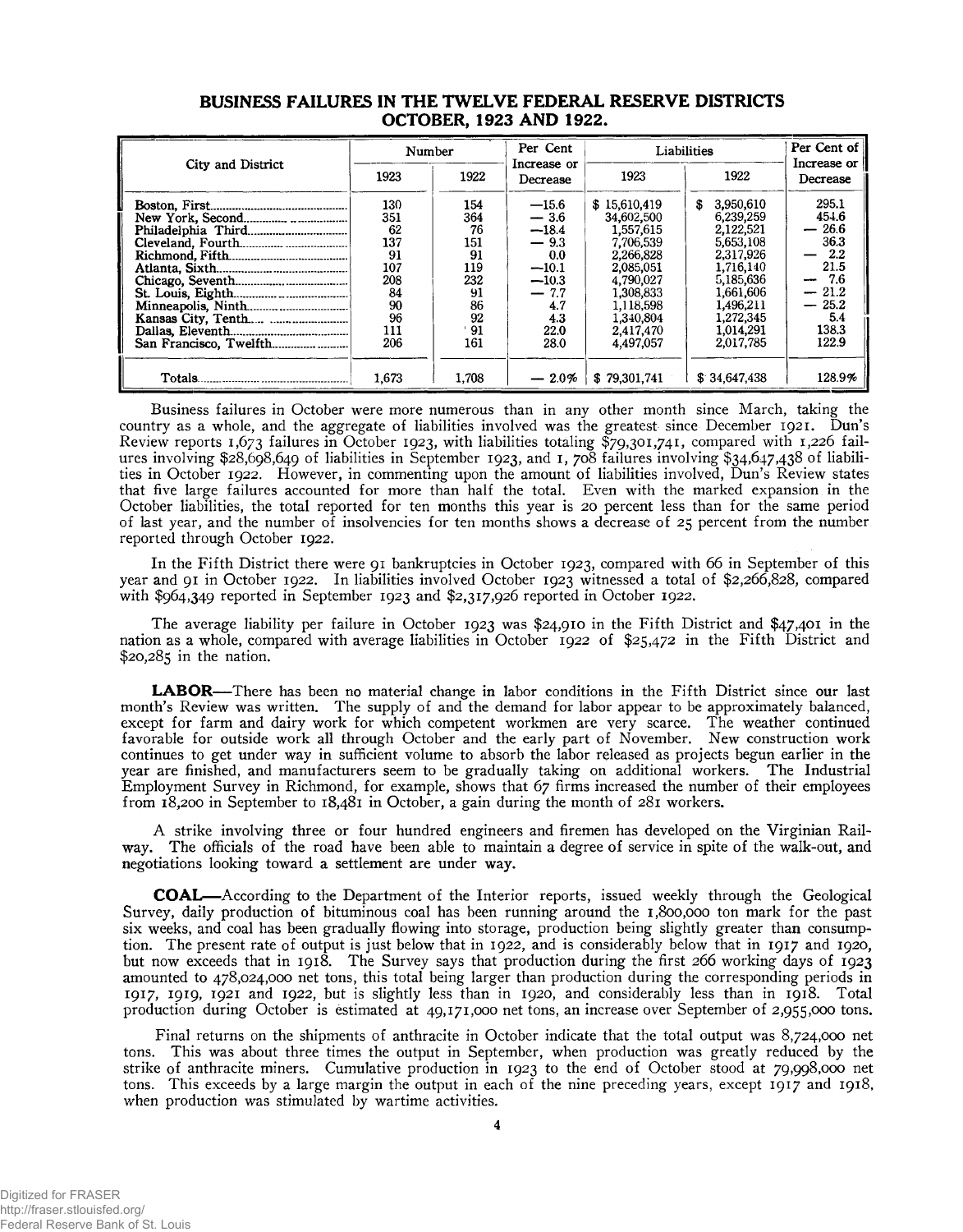## BUSINESS FAILURES IN THE TWELVE FEDERAL RESERVE DISTRICTS OCTOBER, 1923 AND 1922.

| City and District | Number | | Per Cent Increase or Decrease | Liabilities | | Per Cent of Increase or Decrease |
|---|---|---|---|---|---|---|
| | 1923 | 1922 | | 1923 | 1922 | |
| Boston, First | 130 | 154 | —15.6 | $ 15,610,419 | $ 3,950,610 | 295.1 |
| New York, Second | 351 | 364 | — 3.6 | 34,602,500 | 6,239,259 | 454.6 |
| Philadelphia Third | 62 | 76 | —18.4 | 1,557,615 | 2,122,521 | — 26.6 |
| Cleveland, Fourth | 137 | 151 | — 9.3 | 7,706,539 | 5,653,108 | 36.3 |
| Richmond, Fifth | 91 | 91 | 0.0 | 2,266,828 | 2,317,926 | — 2.2 |
| Atlanta, Sixth | 107 | 119 | —10.1 | 2,085,051 | 1,716,140 | 21.5 |
| Chicago, Seventh | 208 | 232 | —10.3 | 4,790,027 | 5,185,636 | — 7.6 |
| St. Louis, Eighth | 84 | 91 | — 7.7 | 1,308,833 | 1,661,606 | — 21.2 |
| Minneapolis, Ninth | 90 | 86 | 4.7 | 1,118,598 | 1,496,211 | — 25.2 |
| Kansas City, Tenth | 96 | 92 | 4.3 | 1,340,804 | 1,272,345 | 5.4 |
| Dallas, Eleventh | 111 | 91 | 22.0 | 2,417,470 | 1,014,291 | 138.3 |
| San Francisco, Twelfth | 206 | 161 | 28.0 | 4,497,057 | 2,017,785 | 122.9 |
| Totals | 1,673 | 1,708 | — 2.0% | $ 79,301,741 | $ 34,647,438 | 128.9% |

Business failures in October were more numerous than in any other month since March, taking the country as a whole, and the aggregate of liabilities involved was the greatest since December 1921. Dun's Review reports 1,673 failures in October 1923, with liabilities totaling $79,301,741, compared with 1,226 failures involving $28,698,649 of liabilities in September 1923, and 1,708 failures involving $34,647,438 of liabilities in October 1922. However, in commenting upon the amount of liabilities involved, Dun's Review states that five large failures accounted for more than half the total. Even with the marked expansion in the October liabilities, the total reported for ten months this year is 20 percent less than for the same period of last year, and the number of insolvencies for ten months shows a decrease of 25 percent from the number reported through October 1922.

In the Fifth District there were 91 bankruptcies in October 1923, compared with 66 in September of this year and 91 in October 1922. In liabilities involved October 1923 witnessed a total of $2,266,828, compared with $964,349 reported in September 1923 and $2,317,926 reported in October 1922.

The average liability per failure in October 1923 was $24,910 in the Fifth District and $47,401 in the nation as a whole, compared with average liabilities in October 1922 of $25,472 in the Fifth District and $20,285 in the nation.

**LABOR**—There has been no material change in labor conditions in the Fifth District since our last month's Review was written. The supply of and the demand for labor appear to be approximately balanced, except for farm and dairy work for which competent workmen are very scarce. The weather continued favorable for outside work all through October and the early part of November. New construction work continues to get under way in sufficient volume to absorb the labor released as projects begun earlier in the year are finished, and manufacturers seem to be gradually taking on additional workers. The Industrial Employment Survey in Richmond, for example, shows that 67 firms increased the number of their employees from 18,200 in September to 18,481 in October, a gain during the month of 281 workers.

A strike involving three or four hundred engineers and firemen has developed on the Virginian Railway. The officials of the road have been able to maintain a degree of service in spite of the walk-out, and negotiations looking toward a settlement are under way.

**COAL**—According to the Department of the Interior reports, issued weekly through the Geological Survey, daily production of bituminous coal has been running around the 1,800,000 ton mark for the past six weeks, and coal has been gradually flowing into storage, production being slightly greater than consumption. The present rate of output is just below that in 1922, and is considerably below that in 1917 and 1920, but now exceeds that in 1918. The Survey says that production during the first 266 working days of 1923 amounted to 478,024,000 net tons, this total being larger than production during the corresponding periods in 1917, 1919, 1921 and 1922, but is slightly less than in 1920, and considerably less than in 1918. Total production during October is estimated at 49,171,000 net tons, an increase over September of 2,955,000 tons.

Final returns on the shipments of anthracite in October indicate that the total output was 8,724,000 net tons. This was about three times the output in September, when production was greatly reduced by the strike of anthracite miners. Cumulative production in 1923 to the end of October stood at 79,998,000 net tons. This exceeds by a large margin the output in each of the nine preceding years, except 1917 and 1918, when production was stimulated by wartime activities.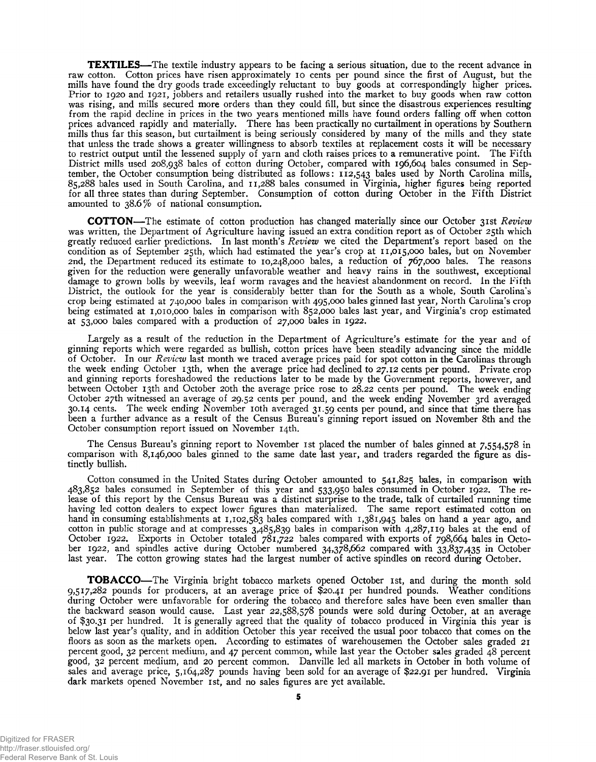**TEXTILES**—The textile industry appears to be facing a serious situation, due to the recent advance in raw cotton. Cotton prices have risen approximately 10 cents per pound since the first of August, but the mills have found the dry goods trade exceedingly reluctant to buy goods at correspondingly higher prices. Prior to 1920 and 1921, jobbers and retailers usually rushed into the market to buy goods when raw cotton was rising, and mills secured more orders than they could fill, but since the disastrous experiences resulting from the rapid decline in prices in the two years mentioned mills have found orders falling off when cotton prices advanced rapidly and materially. There has been practically no curtailment in operations by Southern mills thus far this season, but curtailment is being seriously considered by many of the mills and they state that unless the trade shows a greater willingness to absorb textiles at replacement costs it will be necessary to restrict output until the lessened supply of yarn and cloth raises prices to a remunerative point. The Fifth District mills used 208,938 bales of cotton during October, compared with 196,604 bales consumed in September, the October consumption being distributed as follows: 112,543 bales used by North Carolina mills, 85,288 bales used in South Carolina, and 11,288 bales consumed in Virginia, higher figures being reported for all three states than during September. Consumption of cotton during October in the Fifth District amounted to 38.6% of national consumption.

**COTTON**—The estimate of cotton production has changed materially since our October 31st *Review* was written, the Department of Agriculture having issued an extra condition report as of October 25th which greatly reduced earlier predictions. In last month's *Review* we cited the Department's report based on the condition as of September 25th, which had estimated the year's crop at 11,015,000 bales, but on November 2nd, the Department reduced its estimate to 10,248,000 bales, a reduction of 767,000 bales. The reasons given for the reduction were generally unfavorable weather and heavy rains in the southwest, exceptional damage to grown bolls by weevils, leaf worm ravages and the heaviest abandonment on record. In the Fifth District, the outlook for the year is considerably better than for the South as a whole, South Carolina's crop being estimated at 740,000 bales in comparison with 495,000 bales ginned last year, North Carolina's crop being estimated at 1,010,000 bales in comparison with 852,000 bales last year, and Virginia's crop estimated at 53,000 bales compared with a production of 27,000 bales in 1922.

Largely as a result of the reduction in the Department of Agriculture's estimate for the year and of ginning reports which were regarded as bullish, cotton prices have been steadily advancing since the middle of October. In our *Review* last month we traced average prices paid for spot cotton in the Carolinas through the week ending October 13th, when the average price had declined to 27.12 cents per pound. Private crop and ginning reports foreshadowed the reductions later to be made by the Government reports, however, and between October 13th and October 20th the average price rose to 28.22 cents per pound. The week ending October 27th witnessed an average of 29.52 cents per pound, and the week ending November 3rd averaged 30.14 cents. The week ending November 10th averaged 31.59 cents per pound, and since that time there has been a further advance as a result of the Census Bureau's ginning report issued on November 8th and the October consumption report issued on November 14th.

The Census Bureau's ginning report to November 1st placed the number of bales ginned at 7,554,578 in comparison with 8,146,000 bales ginned to the same date last year, and traders regarded the figure as distinctly bullish.

Cotton consumed in the United States during October amounted to 541,825 bales, in comparison with 483,852 bales consumed in September of this year and 533,950 bales consumed in October 1922. The release of this report by the Census Bureau was a distinct surprise to the trade, talk of curtailed running time having led cotton dealers to expect lower figures than materialized. The same report estimated cotton on hand in consuming establishments at 1,102,583 bales compared with 1,381,945 bales on hand a year ago, and cotton in public storage and at compresses 3,485,839 bales in comparison with 4,287,119 bales at the end of October 1922. Exports in October totaled 781,722 bales compared with exports of 798,664 bales in October 1922, and spindles active during October numbered 34,378,662 compared with 33,837,435 in October last year. The cotton growing states had the largest number of active spindles on record during October.

**TOBACCO**—The Virginia bright tobacco markets opened October 1st, and during the month sold 9,517,282 pounds for producers, at an average price of $20.41 per hundred pounds. Weather conditions during October were unfavorable for ordering the tobacco and therefore sales have been even smaller than the backward season would cause. Last year 22,588,578 pounds were sold during October, at an average of $30.31 per hundred. It is generally agreed that the quality of tobacco produced in Virginia this year is below last year's quality, and in addition October this year received the usual poor tobacco that comes on the floors as soon as the markets open. According to estimates of warehousemen the October sales graded 21 percent good, 32 percent medium, and 47 percent common, while last year the October sales graded 48 percent good, 32 percent medium, and 20 percent common. Danville led all markets in October in both volume of sales and average price, 5,164,287 pounds having been sold for an average of $22.91 per hundred. Virginia dark markets opened November 1st, and no sales figures are yet available.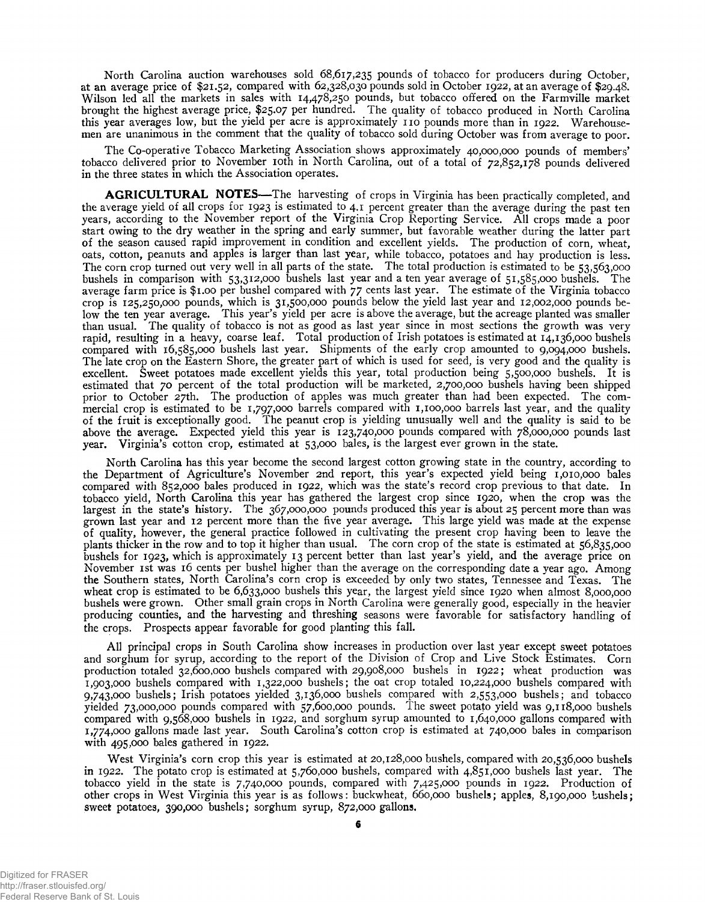North Carolina auction warehouses sold 68,617,235 pounds of tobacco for producers during October, at an average price of $21.52, compared with 62,328,030 pounds sold in October 1922, at an average of $29.48. Wilson led all the markets in sales with 14,478,250 pounds, but tobacco offered on the Farmville market brought the highest average price, $25.07 per hundred. The quality of tobacco produced in North Carolina this year averages low, but the yield per acre is approximately 110 pounds more than in 1922. Warehousemen are unanimous in the comment that the quality of tobacco sold during October was from average to poor.

The Co-operative Tobacco Marketing Association shows approximately 40,000,000 pounds of members' tobacco delivered prior to November 10th in North Carolina, out of a total of 72,852,178 pounds delivered in the three states in which the Association operates.

**AGRICULTURAL NOTES**—The harvesting of crops in Virginia has been practically completed, and the average yield of all crops for 1923 is estimated to 4.1 percent greater than the average during the past ten years, according to the November report of the Virginia Crop Reporting Service. All crops made a poor start owing to the dry weather in the spring and early summer, but favorable weather during the latter part of the season caused rapid improvement in condition and excellent yields. The production of corn, wheat, oats, cotton, peanuts and apples is larger than last year, while tobacco, potatoes and hay production is less. The corn crop turned out very well in all parts of the state. The total production is estimated to be 53,563,000 bushels in comparison with 53,312,000 bushels last year and a ten year average of 51,585,000 bushels. The average farm price is $1.00 per bushel compared with 77 cents last year. The estimate of the Virginia tobacco crop is 125,250,000 pounds, which is 31,500,000 pounds below the yield last year and 12,002,000 pounds below the ten year average. This year's yield per acre is above the average, but the acreage planted was smaller than usual. The quality of tobacco is not as good as last year since in most sections the growth was very rapid, resulting in a heavy, coarse leaf. Total production of Irish potatoes is estimated at 14,136,000 bushels compared with 16,585,000 bushels last year. Shipments of the early crop amounted to 9,094,000 bushels. The late crop on the Eastern Shore, the greater part of which is used for seed, is very good and the quality is excellent. Sweet potatoes made excellent yields this year, total production being 5,500,000 bushels. It is estimated that 70 percent of the total production will be marketed, 2,700,000 bushels having been shipped prior to October 27th. The production of apples was much greater than had been expected. The commercial crop is estimated to be 1,797,000 barrels compared with 1,100,000 barrels last year, and the quality of the fruit is exceptionally good. The peanut crop is yielding unusually well and the quality is said to be above the average. Expected yield this year is 123,740,000 pounds compared with 78,000,000 pounds last year. Virginia's cotton crop, estimated at 53,000 bales, is the largest ever grown in the state.

North Carolina has this year become the second largest cotton growing state in the country, according to the Department of Agriculture's November 2nd report, this year's expected yield being 1,010,000 bales compared with 852,000 bales produced in 1922, which was the state's record crop previous to that date. In tobacco yield, North Carolina this year has gathered the largest crop since 1920, when the crop was the largest in the state's history. The 367,000,000 pounds produced this year is about 25 percent more than was grown last year and 12 percent more than the five year average. This large yield was made at the expense of quality, however, the general practice followed in cultivating the present crop having been to leave the plants thicker in the row and to top it higher than usual. The corn crop of the state is estimated at 56,835,000 bushels for 1923, which is approximately 13 percent better than last year's yield, and the average price on November 1st was 16 cents per bushel higher than the average on the corresponding date a year ago. Among the Southern states, North Carolina's corn crop is exceeded by only two states, Tennessee and Texas. The wheat crop is estimated to be 6,633,000 bushels this year, the largest yield since 1920 when almost 8,000,000 bushels were grown. Other small grain crops in North Carolina were generally good, especially in the heavier producing counties, and the harvesting and threshing seasons were favorable for satisfactory handling of the crops. Prospects appear favorable for good planting this fall.

All principal crops in South Carolina show increases in production over last year except sweet potatoes and sorghum for syrup, according to the report of the Division of Crop and Live Stock Estimates. Corn production totaled 32,600,000 bushels compared with 29,908,000 bushels in 1922; wheat production was 1,903,000 bushels compared with 1,322,000 bushels; the oat crop totaled 10,224,000 bushels compared with 9,743,000 bushels; Irish potatoes yielded 3,136,000 bushels compared with 2,553,000 bushels; and tobacco yielded 73,000,000 pounds compared with 57,600,000 pounds. The sweet potato yield was 9,118,000 bushels compared with 9,568,000 bushels in 1922, and sorghum syrup amounted to 1,640,000 gallons compared with 1,774,000 gallons made last year. South Carolina's cotton crop is estimated at 740,000 bales in comparison with 495,000 bales gathered in 1922.

West Virginia's corn crop this year is estimated at 20,128,000 bushels, compared with 20,536,000 bushels in 1922. The potato crop is estimated at 5,760,000 bushels, compared with 4,851,000 bushels last year. The tobacco yield in the state is 7,740,000 pounds, compared with 7,425,000 pounds in 1922. Production of other crops in West Virginia this year is as follows: buckwheat, 660,000 bushels; apples, 8,190,000 bushels; sweet potatoes, 390,000 bushels; sorghum syrup, 872,000 gallons.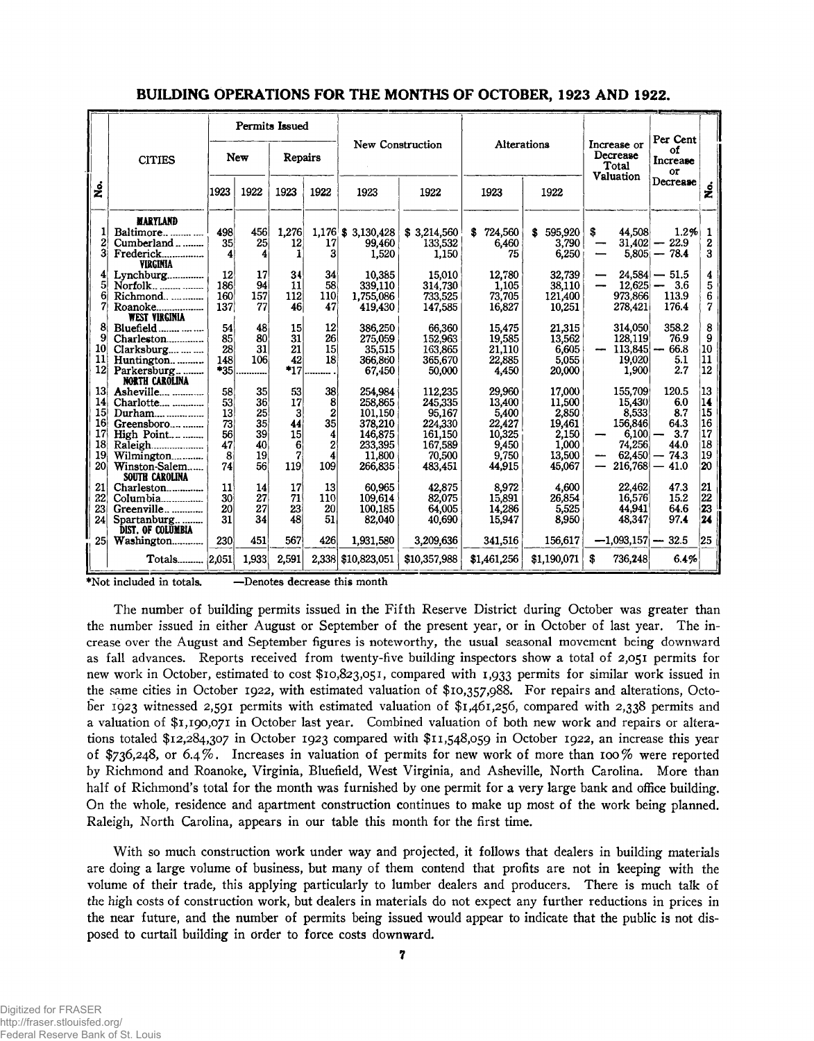## BUILDING OPERATIONS FOR THE MONTHS OF OCTOBER, 1923 AND 1922.

| No. | CITIES | Permits Issued | | | | New Construction | | Alterations | | Increase or Decrease Total Valuation | Per Cent of Increase or Decrease | No. |
|---|---|---|---|---|---|---|---|---|---|---|---|---|
| | | New | | Repairs | | | | | | | | |
| | | 1923 | 1922 | 1923 | 1922 | 1923 | 1922 | 1923 | 1922 | | | |
| | **MARYLAND** | | | | | | | | | | | |
| 1 | Baltimore | 498 | 456 | 1,276 | 1,176 | $ 3,130,428 | $ 3,214,560 | $ 724,560 | $ 595,920 | $ 44,508 | 1.2% | 1 |
| 2 | Cumberland | 35 | 25 | 12 | 17 | 99,460 | 133,532 | 6,460 | 3,790 | — 31,402 | — 22.9 | 2 |
| 3 | Frederick | 4 | 4 | 1 | 3 | 1,520 | 1,150 | 75 | 6,250 | — 5,805 | — 78.4 | 3 |
| | **VIRGINIA** | | | | | | | | | | | |
| 4 | Lynchburg | 12 | 17 | 34 | 34 | 10,385 | 15,010 | 12,780 | 32,739 | — 24,584 | — 51.5 | 4 |
| 5 | Norfolk | 186 | 94 | 11 | 58 | 339,110 | 314,730 | 1,105 | 38,110 | — 12,625 | — 3.6 | 5 |
| 6 | Richmond | 160 | 157 | 112 | 110 | 1,755,086 | 733,525 | 73,705 | 121,400 | 973,866 | 113.9 | 6 |
| 7 | Roanoke | 137 | 77 | 46 | 47 | 419,430 | 147,585 | 16,827 | 10,251 | 278,421 | 176.4 | 7 |
| | **WEST VIRGINIA** | | | | | | | | | | | |
| 8 | Bluefield | 54 | 48 | 15 | 12 | 386,250 | 66,360 | 15,475 | 21,315 | 314,050 | 358.2 | 8 |
| 9 | Charleston | 85 | 80 | 31 | 26 | 275,059 | 152,963 | 19,585 | 13,562 | 128,119 | 76.9 | 9 |
| 10 | Clarksburg | 28 | 31 | 21 | 15 | 35,515 | 163,865 | 21,110 | 6,605 | — 113,845 | — 66.8 | 10 |
| 11 | Huntington | 148 | 106 | 42 | 18 | 366,860 | 365,670 | 22,885 | 5,055 | 19,020 | 5.1 | 11 |
| 12 | Parkersburg | *35 | | *17 | | 67,450 | 50,000 | 4,450 | 20,000 | 1,900 | 2.7 | 12 |
| | **NORTH CAROLINA** | | | | | | | | | | | |
| 13 | Asheville | 58 | 35 | 53 | 38 | 254,984 | 112,235 | 29,960 | 17,000 | 155,709 | 120.5 | 13 |
| 14 | Charlotte | 53 | 36 | 17 | 8 | 258,865 | 245,335 | 13,400 | 11,500 | 15,430 | 6.0 | 14 |
| 15 | Durham | 13 | 25 | 3 | 2 | 101,150 | 95,167 | 5,400 | 2,850 | 8,533 | 8.7 | 15 |
| 16 | Greensboro | 73 | 35 | 44 | 35 | 378,210 | 224,330 | 22,427 | 19,461 | 156,846 | 64.3 | 16 |
| 17 | High Point | 56 | 39 | 15 | 4 | 146,875 | 161,150 | 10,325 | 2,150 | — 6,100 | — 3.7 | 17 |
| 18 | Raleigh | 47 | 40 | 6 | 2 | 233,395 | 167,589 | 9,450 | 1,000 | 74,256 | 44.0 | 18 |
| 19 | Wilmington | 8 | 19 | 7 | 4 | 11,800 | 70,500 | 9,750 | 13,500 | — 62,450 | — 74.3 | 19 |
| 20 | Winston-Salem | 74 | 56 | 119 | 109 | 266,835 | 483,451 | 44,915 | 45,067 | — 216,768 | — 41.0 | 20 |
| | **SOUTH CAROLINA** | | | | | | | | | | | |
| 21 | Charleston | 11 | 14 | 17 | 13 | 60,965 | 42,875 | 8,972 | 4,600 | 22,462 | 47.3 | 21 |
| 22 | Columbia | 30 | 27 | 71 | 110 | 109,614 | 82,075 | 15,891 | 26,854 | 16,576 | 15.2 | 22 |
| 23 | Greenville | 20 | 27 | 23 | 20 | 100,185 | 64,005 | 14,286 | 5,525 | 44,941 | 64.6 | 23 |
| 24 | Spartanburg | 31 | 34 | 48 | 51 | 82,040 | 40,690 | 15,947 | 8,950 | 48,347 | 97.4 | 24 |
| | **DIST. OF COLUMBIA** | | | | | | | | | | | |
| 25 | Washington | 230 | 451 | 567 | 426 | 1,931,580 | 3,209,636 | 341,516 | 156,617 | —1,093,157 | — 32.5 | 25 |
| | Totals | 2,051 | 1,933 | 2,591 | 2,338 | $10,823,051 | $10,357,988 | $1,461,256 | $1,190,071 | $ 736,248 | 6.4% | |

*Not included in totals. —Denotes decrease this month

The number of building permits issued in the Fifth Reserve District during October was greater than the number issued in either August or September of the present year, or in October of last year. The increase over the August and September figures is noteworthy, the usual seasonal movement being downward as fall advances. Reports received from twenty-five building inspectors show a total of 2,051 permits for new work in October, estimated to cost $10,823,051, compared with 1,933 permits for similar work issued in the same cities in October 1922, with estimated valuation of $10,357,988. For repairs and alterations, October 1923 witnessed 2,591 permits with estimated valuation of $1,461,256, compared with 2,338 permits and a valuation of $1,190,071 in October last year. Combined valuation of both new work and repairs or alterations totaled $12,284,307 in October 1923 compared with $11,548,059 in October 1922, an increase this year of $736,248, or 6.4%. Increases in valuation of permits for new work of more than 100% were reported by Richmond and Roanoke, Virginia, Bluefield, West Virginia, and Asheville, North Carolina. More than half of Richmond's total for the month was furnished by one permit for a very large bank and office building. On the whole, residence and apartment construction continues to make up most of the work being planned. Raleigh, North Carolina, appears in our table this month for the first time.

With so much construction work under way and projected, it follows that dealers in building materials are doing a large volume of business, but many of them contend that profits are not in keeping with the volume of their trade, this applying particularly to lumber dealers and producers. There is much talk of the high costs of construction work, but dealers in materials do not expect any further reductions in prices in the near future, and the number of permits being issued would appear to indicate that the public is not disposed to curtail building in order to force costs downward.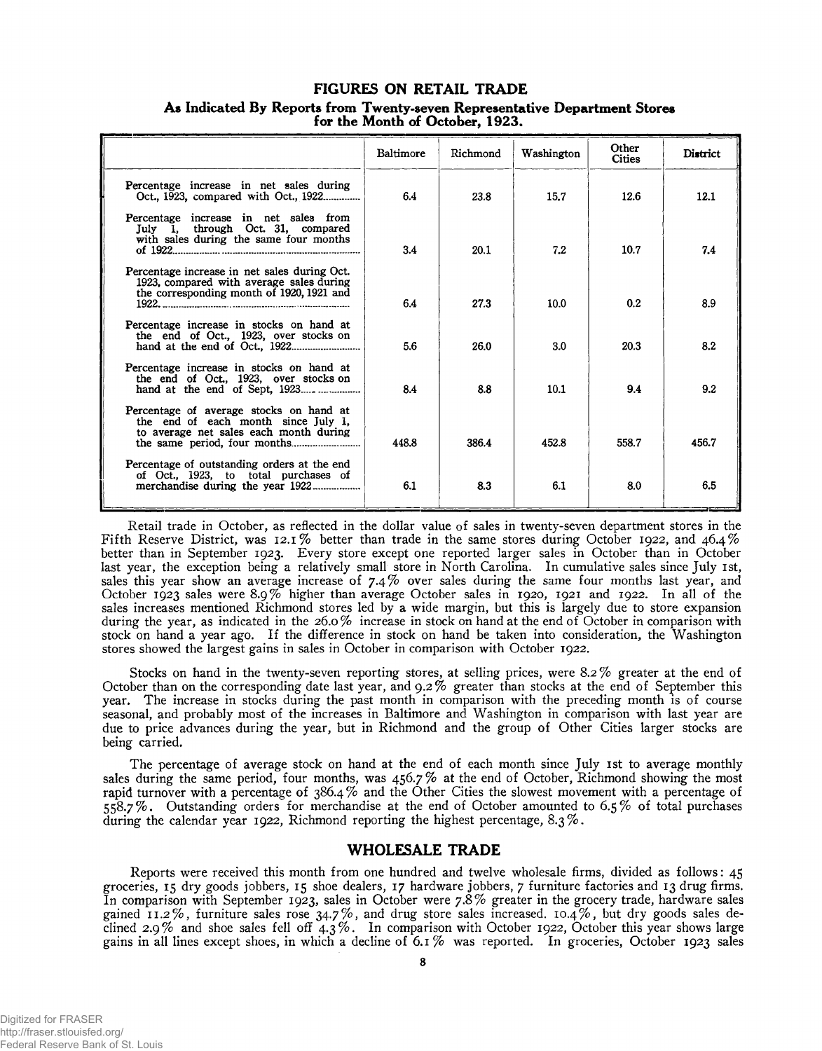## FIGURES ON RETAIL TRADE

### As Indicated By Reports from Twenty-seven Representative Department Stores for the Month of October, 1923.

| | Baltimore | Richmond | Washington | Other Cities | District |
|---|---|---|---|---|---|
| Percentage increase in net sales during Oct., 1923, compared with Oct., 1922 | 6.4 | 23.8 | 15.7 | 12.6 | 12.1 |
| Percentage increase in net sales from July 1, through Oct. 31, compared with sales during the same four months of 1922 | 3.4 | 20.1 | 7.2 | 10.7 | 7.4 |
| Percentage increase in net sales during Oct. 1923, compared with average sales during the corresponding month of 1920, 1921 and 1922 | 6.4 | 27.3 | 10.0 | 0.2 | 8.9 |
| Percentage increase in stocks on hand at the end of Oct., 1923, over stocks on hand at the end of Oct., 1922 | 5.6 | 26.0 | 3.0 | 20.3 | 8.2 |
| Percentage increase in stocks on hand at the end of Oct., 1923, over stocks on hand at the end of Sept, 1923 | 8.4 | 8.8 | 10.1 | 9.4 | 9.2 |
| Percentage of average stocks on hand at the end of each month since July 1, to average net sales each month during the same period, four months | 448.8 | 386.4 | 452.8 | 558.7 | 456.7 |
| Percentage of outstanding orders at the end of Oct., 1923, to total purchases of merchandise during the year 1922 | 6.1 | 8.3 | 6.1 | 8.0 | 6.5 |

Retail trade in October, as reflected in the dollar value of sales in twenty-seven department stores in the Fifth Reserve District, was 12.1% better than trade in the same stores during October 1922, and 46.4% better than in September 1923. Every store except one reported larger sales in October than in October last year, the exception being a relatively small store in North Carolina. In cumulative sales since July 1st, sales this year show an average increase of 7.4% over sales during the same four months last year, and October 1923 sales were 8.9% higher than average October sales in 1920, 1921 and 1922. In all of the sales increases mentioned Richmond stores led by a wide margin, but this is largely due to store expansion during the year, as indicated in the 26.0% increase in stock on hand at the end of October in comparison with stock on hand a year ago. If the difference in stock on hand be taken into consideration, the Washington stores showed the largest gains in sales in October in comparison with October 1922.

Stocks on hand in the twenty-seven reporting stores, at selling prices, were 8.2% greater at the end of October than on the corresponding date last year, and 9.2% greater than stocks at the end of September this year. The increase in stocks during the past month in comparison with the preceding month is of course seasonal, and probably most of the increases in Baltimore and Washington in comparison with last year are due to price advances during the year, but in Richmond and the group of Other Cities larger stocks are being carried.

The percentage of average stock on hand at the end of each month since July 1st to average monthly sales during the same period, four months, was 456.7% at the end of October, Richmond showing the most rapid turnover with a percentage of 386.4% and the Other Cities the slowest movement with a percentage of 558.7%. Outstanding orders for merchandise at the end of October amounted to 6.5% of total purchases during the calendar year 1922, Richmond reporting the highest percentage, 8.3%.

## WHOLESALE TRADE

Reports were received this month from one hundred and twelve wholesale firms, divided as follows: 45 groceries, 15 dry goods jobbers, 15 shoe dealers, 17 hardware jobbers, 7 furniture factories and 13 drug firms. In comparison with September 1923, sales in October were 7.8% greater in the grocery trade, hardware sales gained 11.2%, furniture sales rose 34.7%, and drug store sales increased 10.4%, but dry goods sales declined 2.9% and shoe sales fell off 4.3%. In comparison with October 1922, October this year shows large gains in all lines except shoes, in which a decline of 6.1% was reported. In groceries, October 1923 sales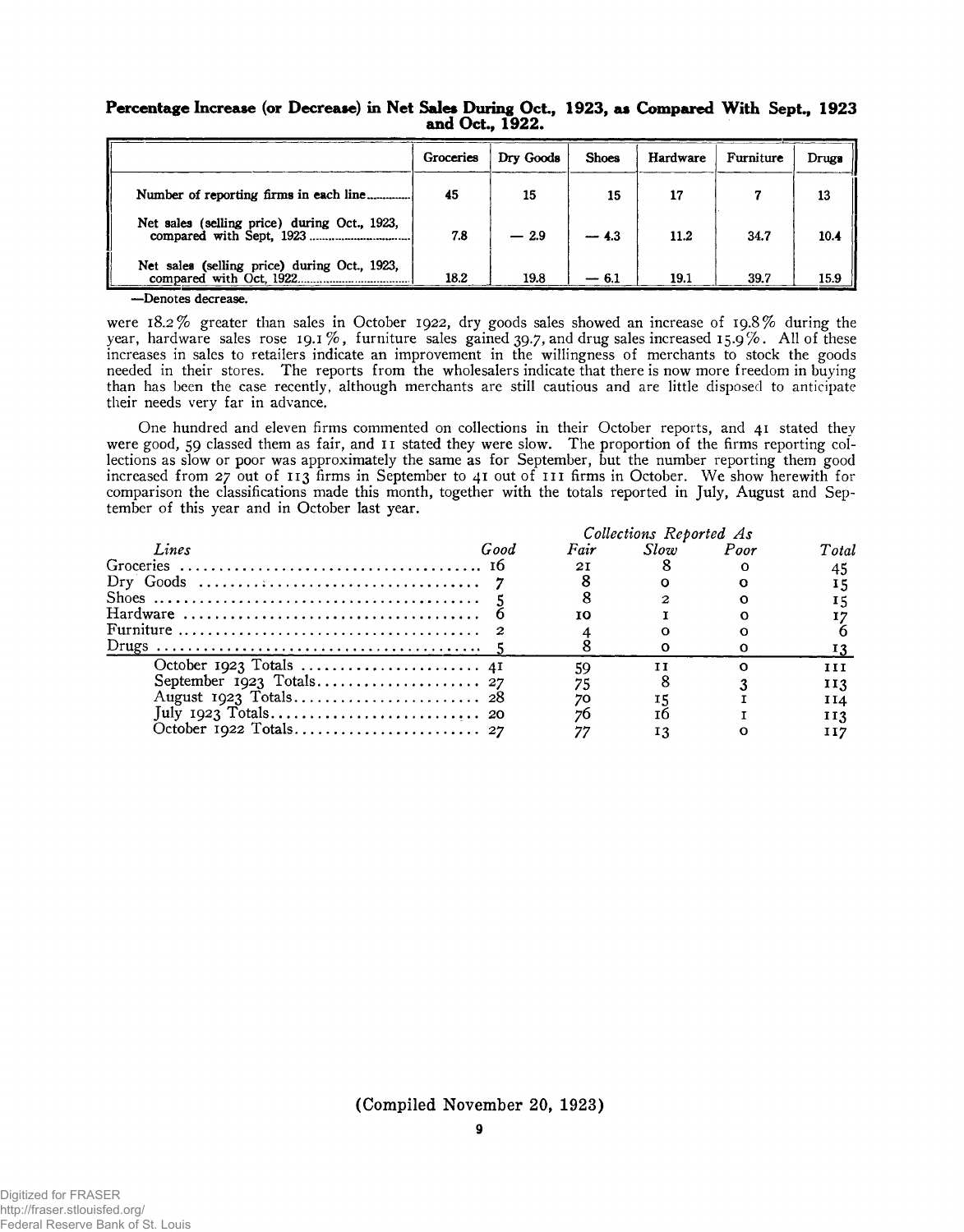**Percentage Increase (or Decrease) in Net Sales During Oct., 1923, as Compared With Sept., 1923 and Oct., 1922.**

| | Groceries | Dry Goods | Shoes | Hardware | Furniture | Drugs |
|---|---|---|---|---|---|---|
| Number of reporting firms in each line | 45 | 15 | 15 | 17 | 7 | 13 |
| Net sales (selling price) during Oct., 1923, compared with Sept, 1923 | 7.8 | — 2.9 | — 4.3 | 11.2 | 34.7 | 10.4 |
| Net sales (selling price) during Oct., 1923, compared with Oct, 1922 | 18.2 | 19.8 | — 6.1 | 19.1 | 39.7 | 15.9 |

—Denotes decrease.

were 18.2% greater than sales in October 1922, dry goods sales showed an increase of 19.8% during the year, hardware sales rose 19.1%, furniture sales gained 39.7, and drug sales increased 15.9%. All of these increases in sales to retailers indicate an improvement in the willingness of merchants to stock the goods needed in their stores. The reports from the wholesalers indicate that there is now more freedom in buying than has been the case recently, although merchants are still cautious and are little disposed to anticipate their needs very far in advance.

One hundred and eleven firms commented on collections in their October reports, and 41 stated they were good, 59 classed them as fair, and 11 stated they were slow. The proportion of the firms reporting collections as slow or poor was approximately the same as for September, but the number reporting them good increased from 27 out of 113 firms in September to 41 out of 111 firms in October. We show herewith for comparison the classifications made this month, together with the totals reported in July, August and September of this year and in October last year.

| | *Collections Reported As* | | | | |
|---|---|---|---|---|---|
| *Lines* | *Good* | *Fair* | *Slow* | *Poor* | *Total* |
| Groceries | 16 | 21 | 8 | 0 | 45 |
| Dry Goods | 7 | 8 | 0 | 0 | 15 |
| Shoes | 5 | 8 | 2 | 0 | 15 |
| Hardware | 6 | 10 | 1 | 0 | 17 |
| Furniture | 2 | 4 | 0 | 0 | 6 |
| Drugs | 5 | 8 | 0 | 0 | 13 |
| October 1923 Totals | 41 | 59 | 11 | 0 | 111 |
| September 1923 Totals | 27 | 75 | 8 | 3 | 113 |
| August 1923 Totals | 28 | 70 | 15 | 1 | 114 |
| July 1923 Totals | 20 | 76 | 16 | 1 | 113 |
| October 1922 Totals | 27 | 77 | 13 | 0 | 117 |

(Compiled November 20, 1923)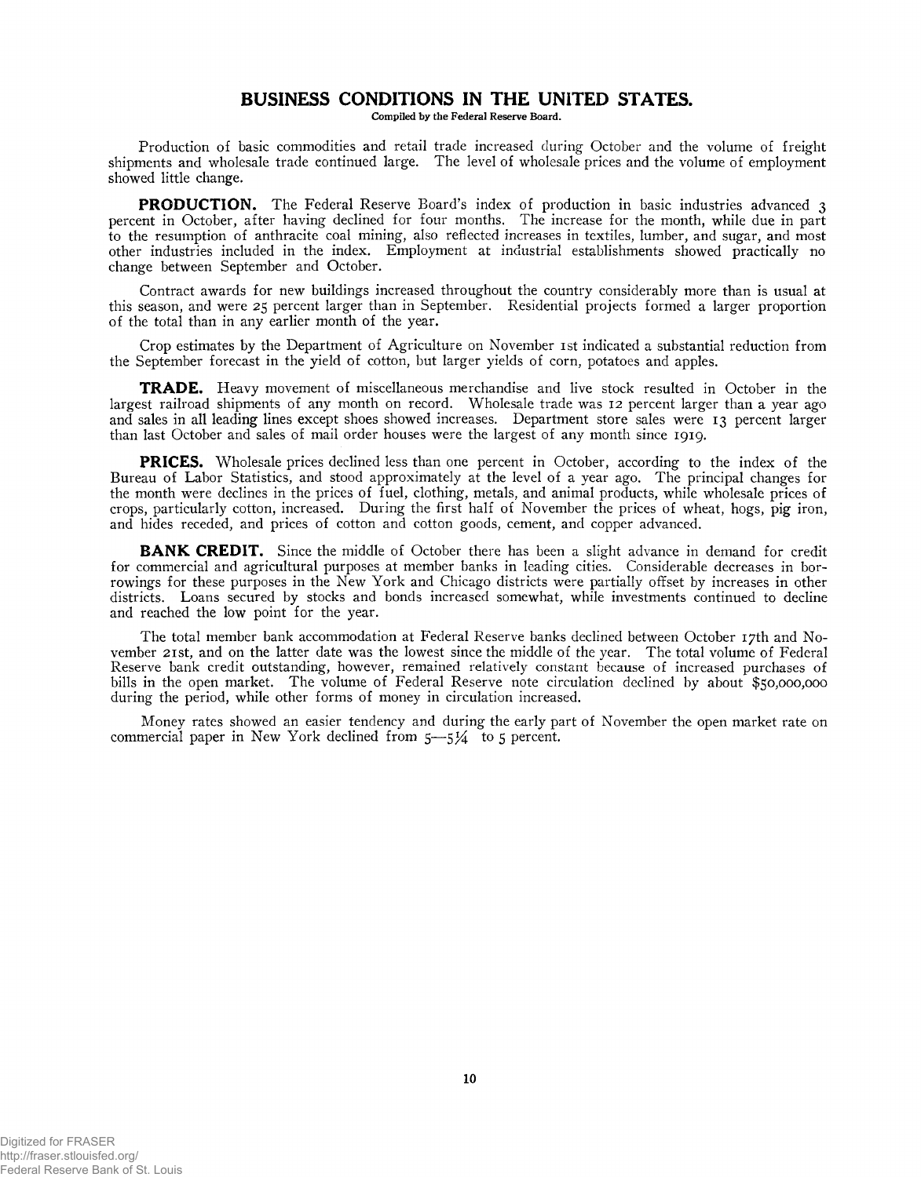# BUSINESS CONDITIONS IN THE UNITED STATES.

**Compiled by the Federal Reserve Board.**

Production of basic commodities and retail trade increased during October and the volume of freight shipments and wholesale trade continued large. The level of wholesale prices and the volume of employment showed little change.

**PRODUCTION.** The Federal Reserve Board's index of production in basic industries advanced 3 percent in October, after having declined for four months. The increase for the month, while due in part to the resumption of anthracite coal mining, also reflected increases in textiles, lumber, and sugar, and most other industries included in the index. Employment at industrial establishments showed practically no change between September and October.

Contract awards for new buildings increased throughout the country considerably more than is usual at this season, and were 25 percent larger than in September. Residential projects formed a larger proportion of the total than in any earlier month of the year.

Crop estimates by the Department of Agriculture on November 1st indicated a substantial reduction from the September forecast in the yield of cotton, but larger yields of corn, potatoes and apples.

**TRADE.** Heavy movement of miscellaneous merchandise and live stock resulted in October in the largest railroad shipments of any month on record. Wholesale trade was 12 percent larger than a year ago and sales in all leading lines except shoes showed increases. Department store sales were 13 percent larger than last October and sales of mail order houses were the largest of any month since 1919.

**PRICES.** Wholesale prices declined less than one percent in October, according to the index of the Bureau of Labor Statistics, and stood approximately at the level of a year ago. The principal changes for the month were declines in the prices of fuel, clothing, metals, and animal products, while wholesale prices of crops, particularly cotton, increased. During the first half of November the prices of wheat, hogs, pig iron, and hides receded, and prices of cotton and cotton goods, cement, and copper advanced.

**BANK CREDIT.** Since the middle of October there has been a slight advance in demand for credit for commercial and agricultural purposes at member banks in leading cities. Considerable decreases in borrowings for these purposes in the New York and Chicago districts were partially offset by increases in other districts. Loans secured by stocks and bonds increased somewhat, while investments continued to decline and reached the low point for the year.

The total member bank accommodation at Federal Reserve banks declined between October 17th and November 21st, and on the latter date was the lowest since the middle of the year. The total volume of Federal Reserve bank credit outstanding, however, remained relatively constant because of increased purchases of bills in the open market. The volume of Federal Reserve note circulation declined by about $50,000,000 during the period, while other forms of money in circulation increased.

Money rates showed an easier tendency and during the early part of November the open market rate on commercial paper in New York declined from 5—5¼ to 5 percent.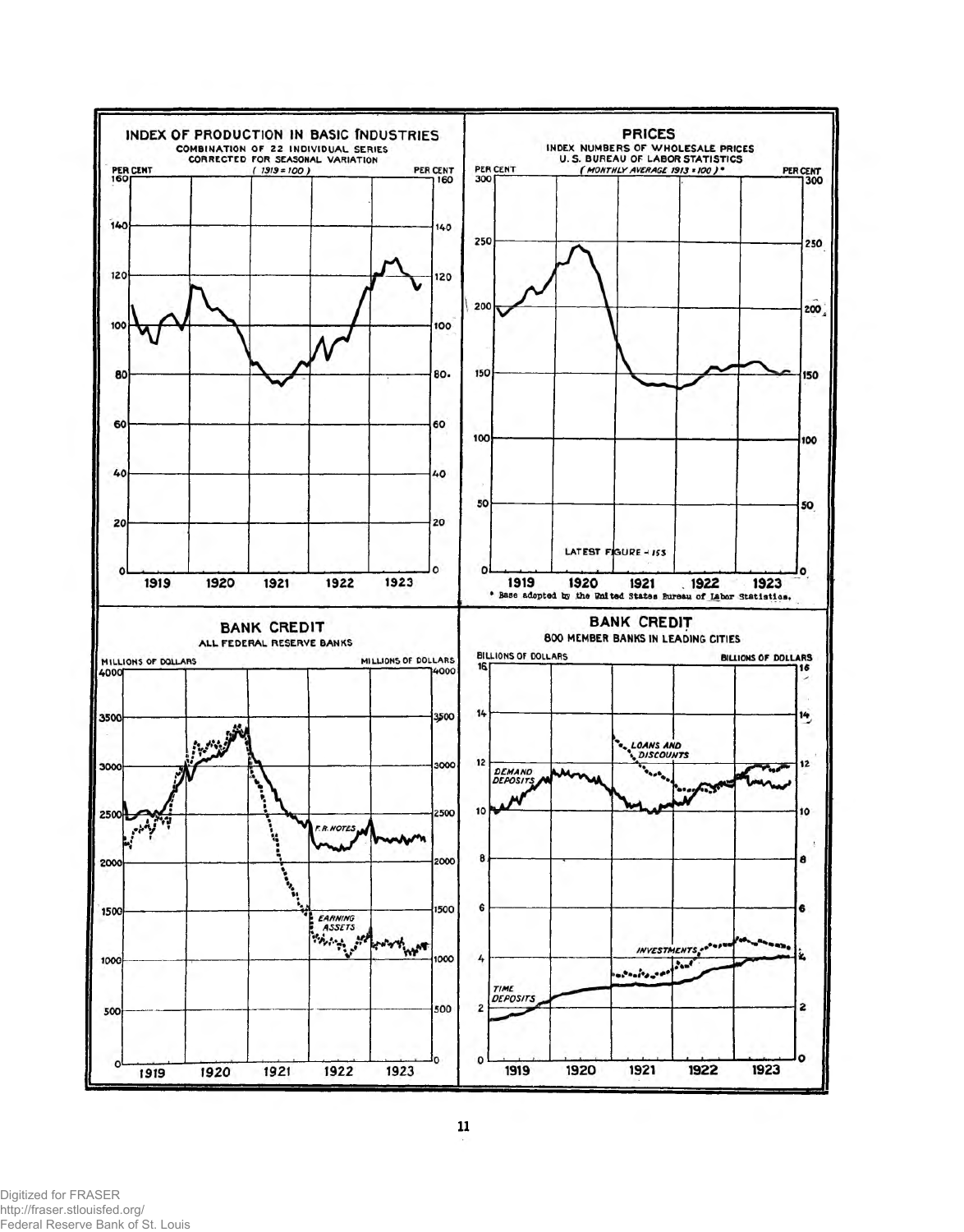## INDEX OF PRODUCTION IN BASIC INDUSTRIES

COMBINATION OF 22 INDIVIDUAL SERIES
CORRECTED FOR SEASONAL VARIATION
(1919 = 100)

PER CENT

## PRICES

INDEX NUMBERS OF WHOLESALE PRICES
U. S. BUREAU OF LABOR STATISTICS
(MONTHLY AVERAGE 1913 = 100)*

PER CENT

LATEST FIGURE - 153

\* Base adopted by the United States Bureau of Labor Statistics.

## BANK CREDIT

ALL FEDERAL RESERVE BANKS

MILLIONS OF DOLLARS

F.R. NOTES

EARNING ASSETS

## BANK CREDIT

800 MEMBER BANKS IN LEADING CITIES

BILLIONS OF DOLLARS

LOANS AND DISCOUNTS

DEMAND DEPOSITS

INVESTMENTS

TIME DEPOSITS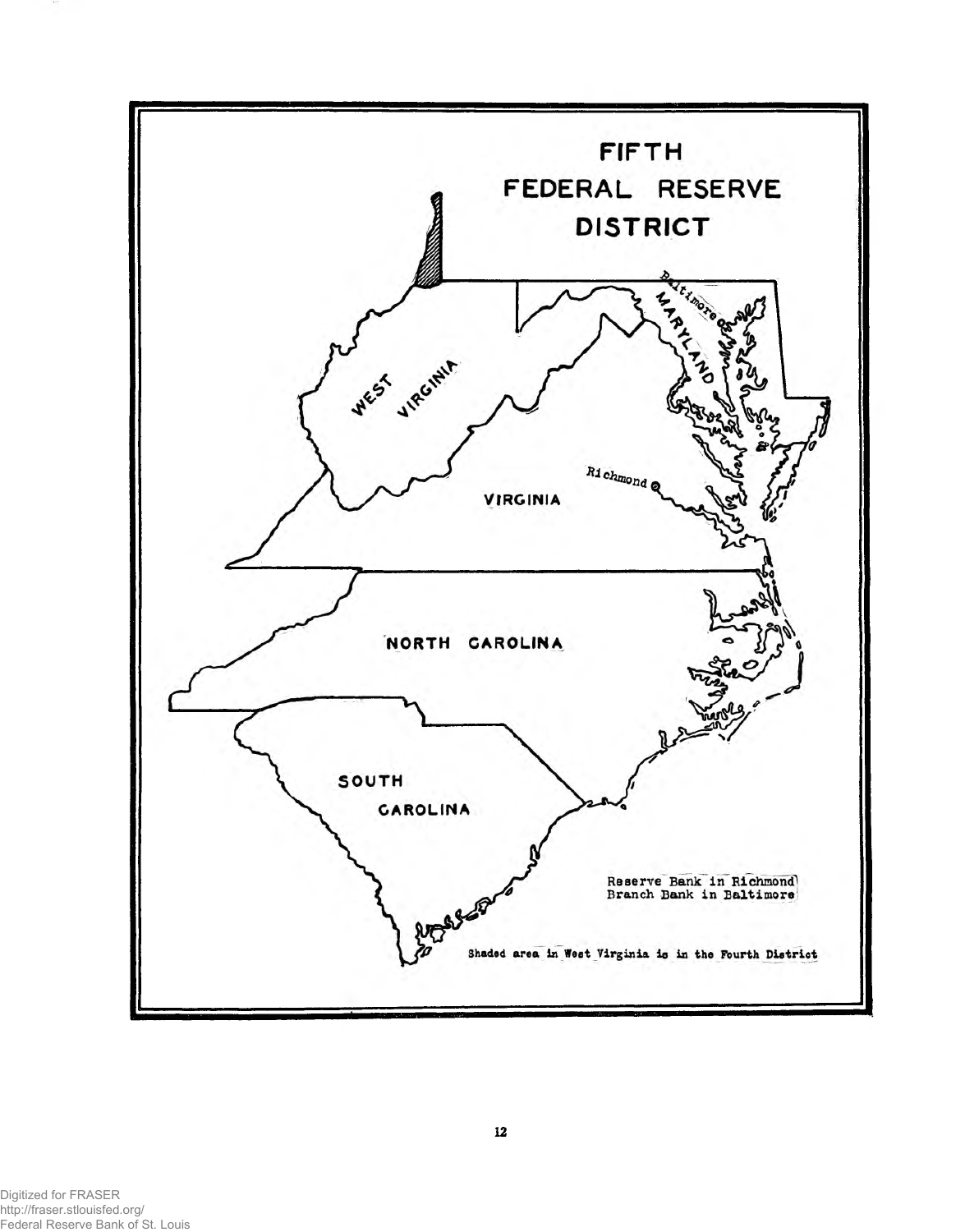# FIFTH FEDERAL RESERVE DISTRICT

WEST VIRGINIA

MARYLAND

Baltimore

Richmond

VIRGINIA

NORTH CAROLINA

SOUTH CAROLINA

Reserve Bank in Richmond
Branch Bank in Baltimore

Shaded area in West Virginia is in the Fourth District